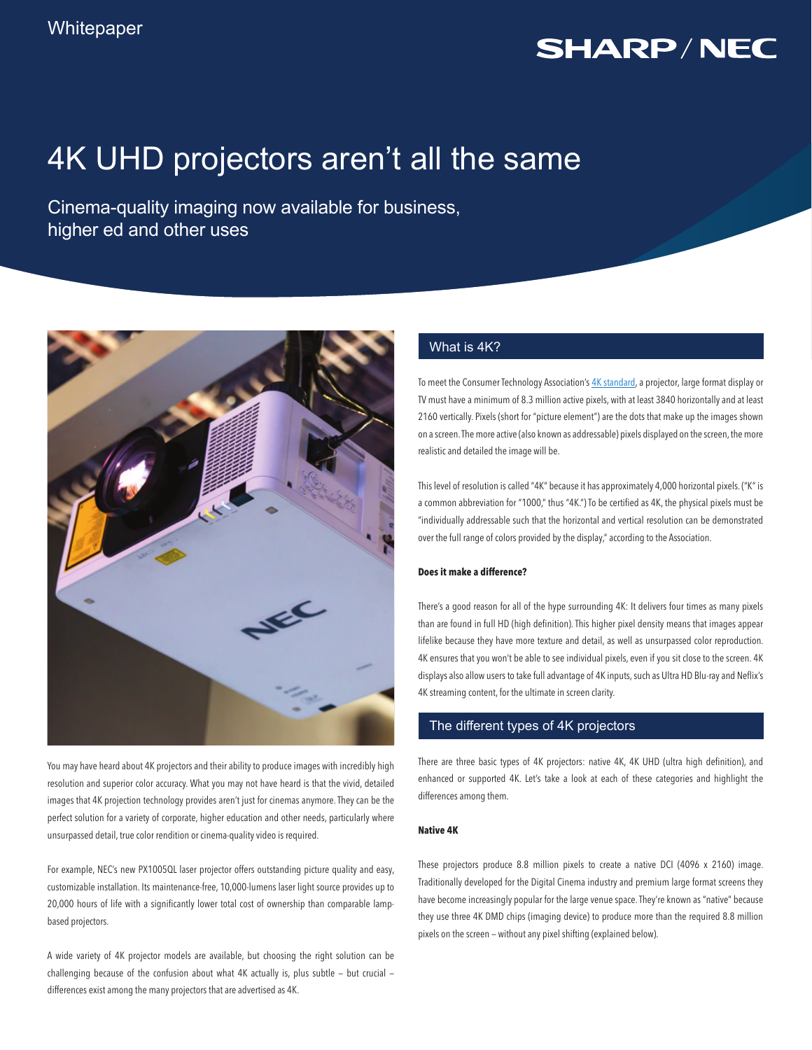Whitepaper

# 4K UHD projectors aren't all the same

Cinema-quality imaging now available for business, higher ed and other uses

You may have heard about 4K projectors and their ability to produce images with incredibly high resolution and superior color accuracy. What you may not have heard is that the vivid, detailed images that 4K projection technology provides aren't just for cinemas anymore. They can be the perfect solution for a variety of corporate, higher education and other needs, particularly where unsurpassed detail, true color rendition or cinema-quality video is required.

For example, NEC's new PX1005QL laser projector offers outstanding picture quality and easy, customizable installation. Its maintenance-free, 10,000-lumens laser light source provides up to 20,000 hours of life with a significantly lower total cost of ownership than comparable lamp-based projectors.

A wide variety of 4K projector models are available, but choosing the right solution can be challenging because of the confusion about what 4K actually is, plus subtle – but crucial – differences exist among the many projectors that are advertised as 4K.

## What is 4K?

To meet the Consumer Technology Association's 4K standard, a projector, large format display or TV must have a minimum of 8.3 million active pixels, with at least 3840 horizontally and at least 2160 vertically. Pixels (short for "picture element") are the dots that make up the images shown on a screen. The more active (also known as addressable) pixels displayed on the screen, the more realistic and detailed the image will be.

This level of resolution is called "4K" because it has approximately 4,000 horizontal pixels. ("K" is a common abbreviation for "1000," thus "4K.") To be certified as 4K, the physical pixels must be "individually addressable such that the horizontal and vertical resolution can be demonstrated over the full range of colors provided by the display," according to the Association.

**Does it make a difference?**

There's a good reason for all of the hype surrounding 4K: It delivers four times as many pixels than are found in full HD (high definition). This higher pixel density means that images appear lifelike because they have more texture and detail, as well as unsurpassed color reproduction. 4K ensures that you won't be able to see individual pixels, even if you sit close to the screen. 4K displays also allow users to take full advantage of 4K inputs, such as Ultra HD Blu-ray and Neflix's 4K streaming content, for the ultimate in screen clarity.

## The different types of 4K projectors

There are three basic types of 4K projectors: native 4K, 4K UHD (ultra high definition), and enhanced or supported 4K. Let's take a look at each of these categories and highlight the differences among them.

**Native 4K**

These projectors produce 8.8 million pixels to create a native DCI (4096 x 2160) image. Traditionally developed for the Digital Cinema industry and premium large format screens they have become increasingly popular for the large venue space. They're known as "native" because they use three 4K DMD chips (imaging device) to produce more than the required 8.8 million pixels on the screen – without any pixel shifting (explained below).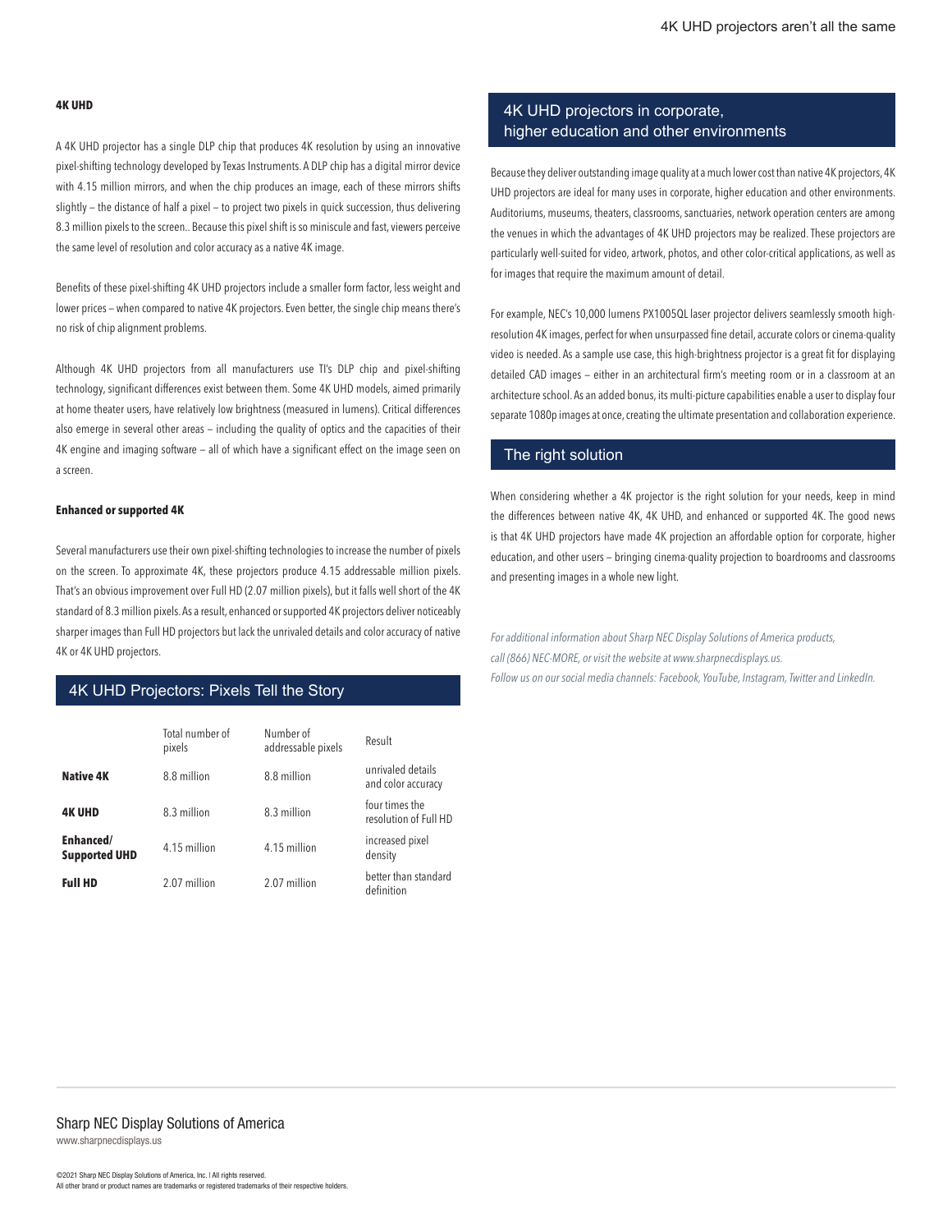#### 4K UHD

A 4K UHD projector has a single DLP chip that produces 4K resolution by using an innovative pixel-shifting technology developed by Texas Instruments. A DLP chip has a digital mirror device with 4.15 million mirrors, and when the chip produces an image, each of these mirrors shifts slightly – the distance of half a pixel – to project two pixels in quick succession, thus delivering 8.3 million pixels to the screen.. Because this pixel shift is so miniscule and fast, viewers perceive the same level of resolution and color accuracy as a native 4K image.

Benefits of these pixel-shifting 4K UHD projectors include a smaller form factor, less weight and lower prices – when compared to native 4K projectors. Even better, the single chip means there's no risk of chip alignment problems.

Although 4K UHD projectors from all manufacturers use TI's DLP chip and pixel-shifting technology, significant differences exist between them. Some 4K UHD models, aimed primarily at home theater users, have relatively low brightness (measured in lumens). Critical differences also emerge in several other areas – including the quality of optics and the capacities of their 4K engine and imaging software – all of which have a significant effect on the image seen on a screen.

#### Enhanced or supported 4K

Several manufacturers use their own pixel-shifting technologies to increase the number of pixels on the screen. To approximate 4K, these projectors produce 4.15 addressable million pixels. That's an obvious improvement over Full HD (2.07 million pixels), but it falls well short of the 4K standard of 8.3 million pixels. As a result, enhanced or supported 4K projectors deliver noticeably sharper images than Full HD projectors but lack the unrivaled details and color accuracy of native 4K or 4K UHD projectors.

## 4K UHD Projectors: Pixels Tell the Story

| | Total number of pixels | Number of addressable pixels | Result |
|---|---|---|---|
| **Native 4K** | 8.8 million | 8.8 million | unrivaled details and color accuracy |
| **4K UHD** | 8.3 million | 8.3 million | four times the resolution of Full HD |
| **Enhanced/ Supported UHD** | 4.15 million | 4.15 million | increased pixel density |
| **Full HD** | 2.07 million | 2.07 million | better than standard definition |

## 4K UHD projectors in corporate, higher education and other environments

Because they deliver outstanding image quality at a much lower cost than native 4K projectors, 4K UHD projectors are ideal for many uses in corporate, higher education and other environments. Auditoriums, museums, theaters, classrooms, sanctuaries, network operation centers are among the venues in which the advantages of 4K UHD projectors may be realized. These projectors are particularly well-suited for video, artwork, photos, and other color-critical applications, as well as for images that require the maximum amount of detail.

For example, NEC's 10,000 lumens PX1005QL laser projector delivers seamlessly smooth high-resolution 4K images, perfect for when unsurpassed fine detail, accurate colors or cinema-quality video is needed. As a sample use case, this high-brightness projector is a great fit for displaying detailed CAD images – either in an architectural firm's meeting room or in a classroom at an architecture school. As an added bonus, its multi-picture capabilities enable a user to display four separate 1080p images at once, creating the ultimate presentation and collaboration experience.

## The right solution

When considering whether a 4K projector is the right solution for your needs, keep in mind the differences between native 4K, 4K UHD, and enhanced or supported 4K. The good news is that 4K UHD projectors have made 4K projection an affordable option for corporate, higher education, and other users – bringing cinema-quality projection to boardrooms and classrooms and presenting images in a whole new light.

*For additional information about Sharp NEC Display Solutions of America products, call (866) NEC-MORE, or visit the website at www.sharpnecdisplays.us.*
*Follow us on our social media channels: Facebook, YouTube, Instagram, Twitter and LinkedIn.*

Sharp NEC Display Solutions of America
www.sharpnecdisplays.us

©2021 Sharp NEC Display Solutions of America, Inc. | All rights reserved.
All other brand or product names are trademarks or registered trademarks of their respective holders.